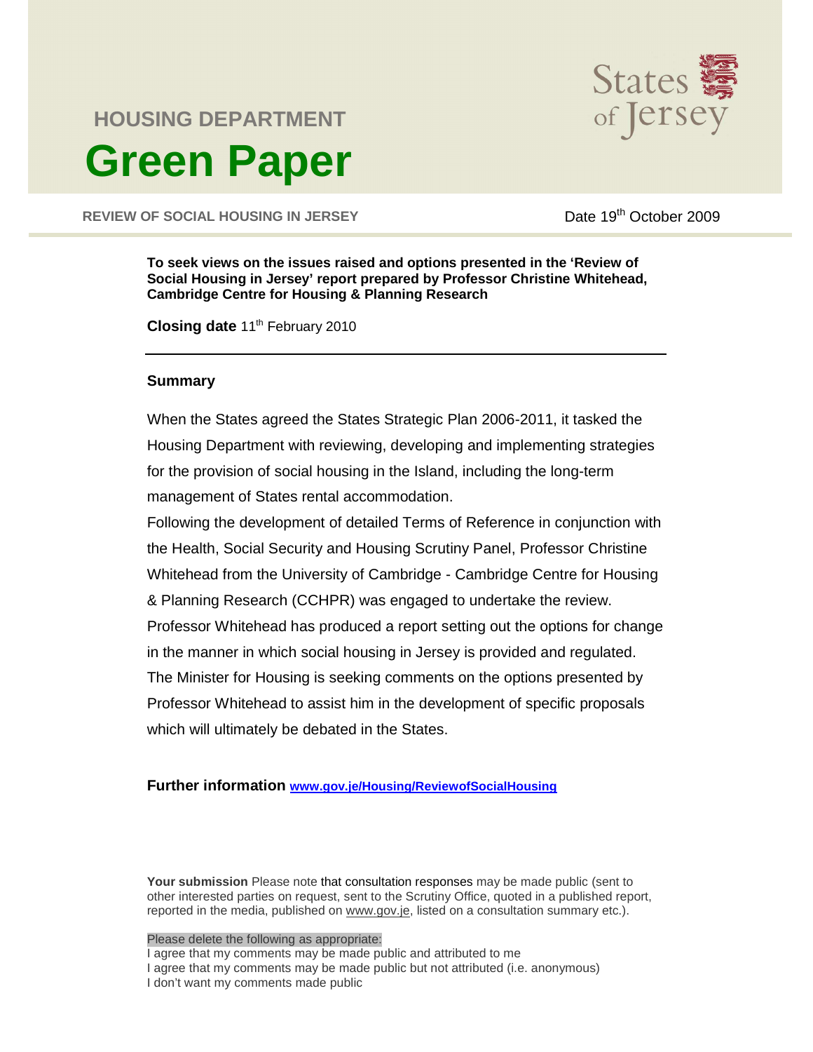# HOUSING DEPARTMENT

States of Jersey

# Green Paper

**REVIEW OF SOCIAL HOUSING IN JERSEY**

Date 19th October 2009

**To seek views on the issues raised and options presented in the 'Review of Social Housing in Jersey' report prepared by Professor Christine Whitehead, Cambridge Centre for Housing & Planning Research**

**Closing date** 11th February 2010

---

## Summary

When the States agreed the States Strategic Plan 2006-2011, it tasked the Housing Department with reviewing, developing and implementing strategies for the provision of social housing in the Island, including the long-term management of States rental accommodation.

Following the development of detailed Terms of Reference in conjunction with the Health, Social Security and Housing Scrutiny Panel, Professor Christine Whitehead from the University of Cambridge - Cambridge Centre for Housing & Planning Research (CCHPR) was engaged to undertake the review. Professor Whitehead has produced a report setting out the options for change in the manner in which social housing in Jersey is provided and regulated. The Minister for Housing is seeking comments on the options presented by Professor Whitehead to assist him in the development of specific proposals which will ultimately be debated in the States.

**Further information** www.gov.je/Housing/ReviewofSocialHousing

**Your submission** Please note that consultation responses may be made public (sent to other interested parties on request, sent to the Scrutiny Office, quoted in a published report, reported in the media, published on www.gov.je, listed on a consultation summary etc.).

Please delete the following as appropriate:

I agree that my comments may be made public and attributed to me

I agree that my comments may be made public but not attributed (i.e. anonymous)

I don't want my comments made public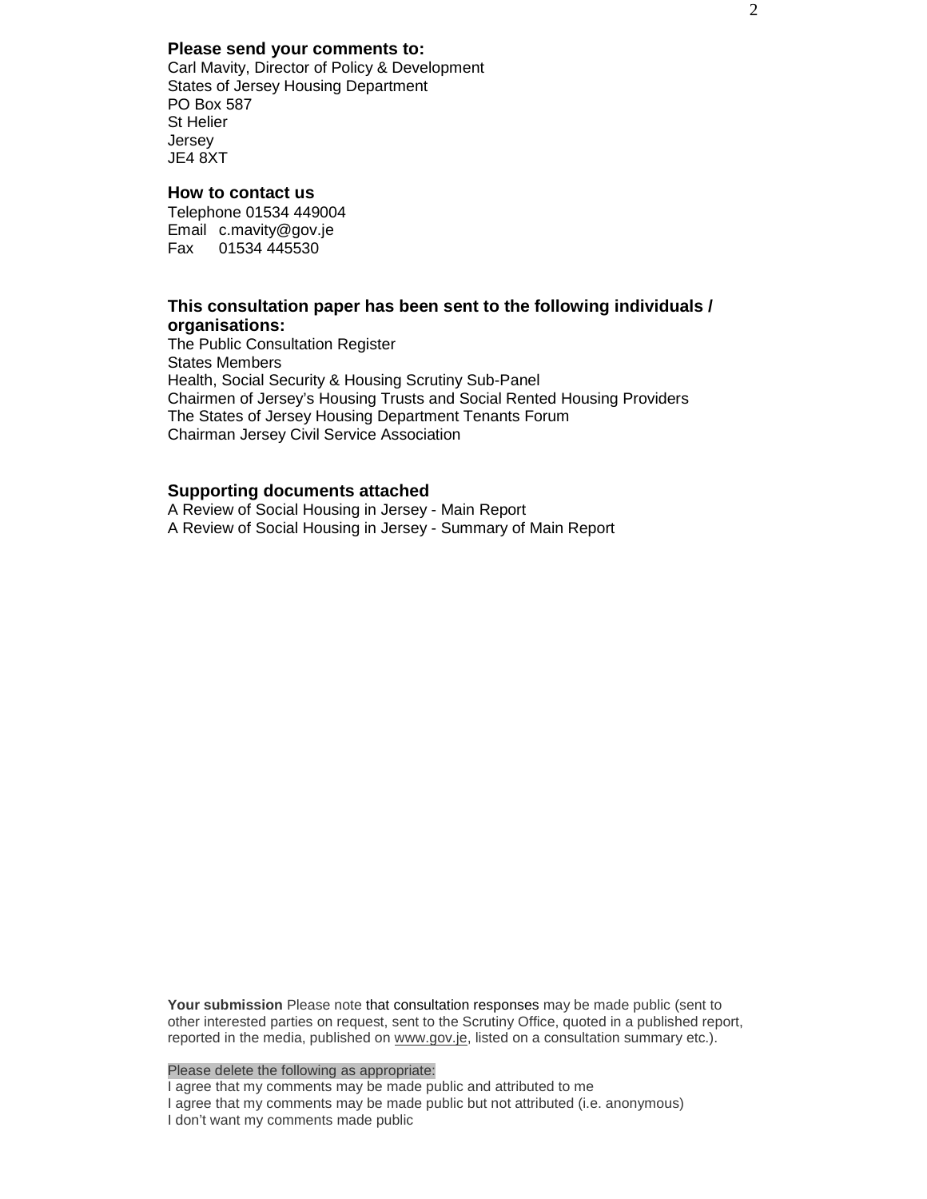**Please send your comments to:**

Carl Mavity, Director of Policy & Development
States of Jersey Housing Department
PO Box 587
St Helier
Jersey
JE4 8XT

**How to contact us**

Telephone 01534 449004
Email c.mavity@gov.je
Fax 01534 445530

**This consultation paper has been sent to the following individuals / organisations:**

The Public Consultation Register
States Members
Health, Social Security & Housing Scrutiny Sub-Panel
Chairmen of Jersey's Housing Trusts and Social Rented Housing Providers
The States of Jersey Housing Department Tenants Forum
Chairman Jersey Civil Service Association

**Supporting documents attached**

A Review of Social Housing in Jersey - Main Report
A Review of Social Housing in Jersey - Summary of Main Report

**Your submission** Please note that consultation responses may be made public (sent to other interested parties on request, sent to the Scrutiny Office, quoted in a published report, reported in the media, published on www.gov.je, listed on a consultation summary etc.).

Please delete the following as appropriate:

I agree that my comments may be made public and attributed to me
I agree that my comments may be made public but not attributed (i.e. anonymous)
I don't want my comments made public